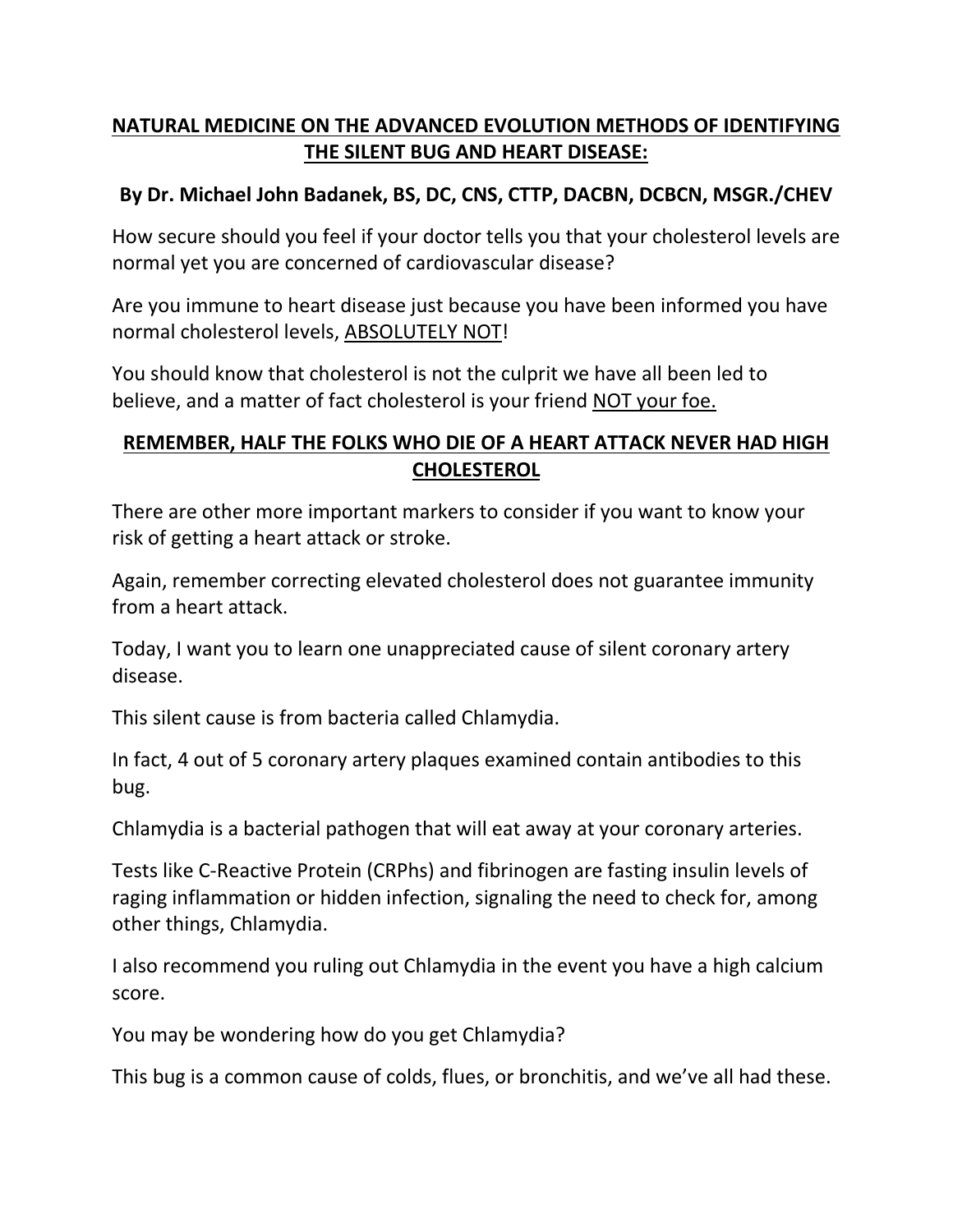# NATURAL MEDICINE ON THE ADVANCED EVOLUTION METHODS OF IDENTIFYING THE SILENT BUG AND HEART DISEASE:

**By Dr. Michael John Badanek, BS, DC, CNS, CTTP, DACBN, DCBCN, MSGR./CHEV**

How secure should you feel if your doctor tells you that your cholesterol levels are normal yet you are concerned of cardiovascular disease?

Are you immune to heart disease just because you have been informed you have normal cholesterol levels, ABSOLUTELY NOT!

You should know that cholesterol is not the culprit we have all been led to believe, and a matter of fact cholesterol is your friend NOT your foe.

## REMEMBER, HALF THE FOLKS WHO DIE OF A HEART ATTACK NEVER HAD HIGH CHOLESTEROL

There are other more important markers to consider if you want to know your risk of getting a heart attack or stroke.

Again, remember correcting elevated cholesterol does not guarantee immunity from a heart attack.

Today, I want you to learn one unappreciated cause of silent coronary artery disease.

This silent cause is from bacteria called Chlamydia.

In fact, 4 out of 5 coronary artery plaques examined contain antibodies to this bug.

Chlamydia is a bacterial pathogen that will eat away at your coronary arteries.

Tests like C-Reactive Protein (CRPhs) and fibrinogen are fasting insulin levels of raging inflammation or hidden infection, signaling the need to check for, among other things, Chlamydia.

I also recommend you ruling out Chlamydia in the event you have a high calcium score.

You may be wondering how do you get Chlamydia?

This bug is a common cause of colds, flues, or bronchitis, and we've all had these.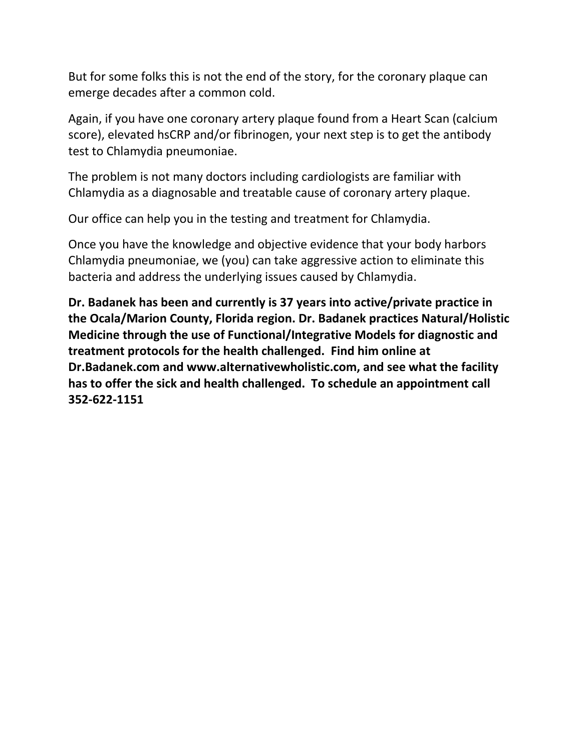But for some folks this is not the end of the story, for the coronary plaque can emerge decades after a common cold.

Again, if you have one coronary artery plaque found from a Heart Scan (calcium score), elevated hsCRP and/or fibrinogen, your next step is to get the antibody test to Chlamydia pneumoniae.

The problem is not many doctors including cardiologists are familiar with Chlamydia as a diagnosable and treatable cause of coronary artery plaque.

Our office can help you in the testing and treatment for Chlamydia.

Once you have the knowledge and objective evidence that your body harbors Chlamydia pneumoniae, we (you) can take aggressive action to eliminate this bacteria and address the underlying issues caused by Chlamydia.

**Dr. Badanek has been and currently is 37 years into active/private practice in the Ocala/Marion County, Florida region. Dr. Badanek practices Natural/Holistic Medicine through the use of Functional/Integrative Models for diagnostic and treatment protocols for the health challenged. Find him online at Dr.Badanek.com and www.alternativewholistic.com, and see what the facility has to offer the sick and health challenged. To schedule an appointment call 352-622-1151**